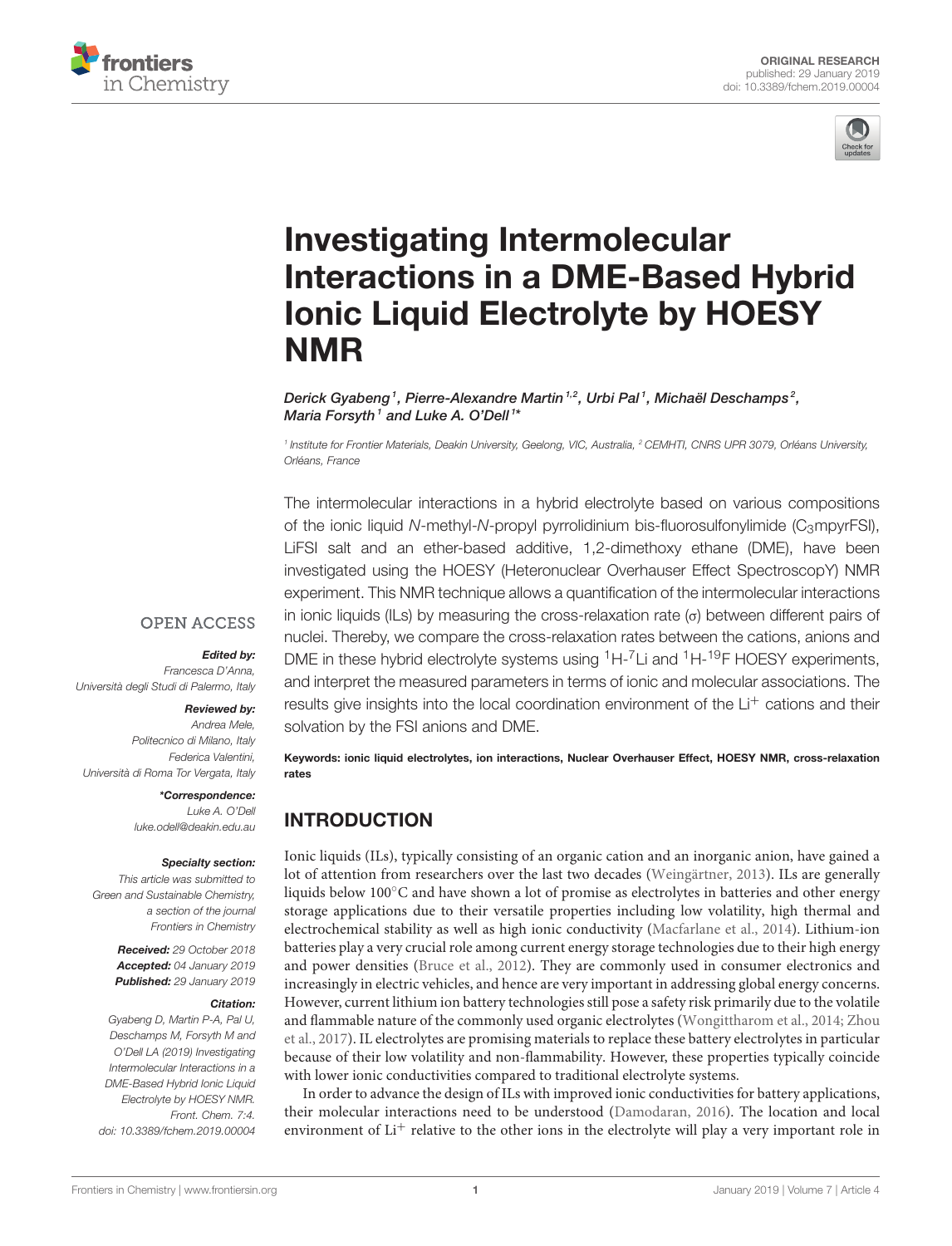ORIGINAL RESEARCH
published: 29 January 2019
doi: 10.3389/fchem.2019.00004

# Investigating Intermolecular Interactions in a DME-Based Hybrid Ionic Liquid Electrolyte by HOESY NMR

*Derick Gyabeng[1], Pierre-Alexandre Martin[1,2], Urbi Pal[1], Michaël Deschamps[2], Maria Forsyth[1] and Luke A. O'Dell[1]**

[1] *Institute for Frontier Materials, Deakin University, Geelong, VIC, Australia,* [2] *CEMHTI, CNRS UPR 3079, Orléans University, Orléans, France*

OPEN ACCESS

***Edited by:***
*Francesca D'Anna, Università degli Studi di Palermo, Italy*

***Reviewed by:***
*Andrea Mele, Politecnico di Milano, Italy*
*Federica Valentini, Università di Roma Tor Vergata, Italy*

***Correspondence:**
*Luke A. O'Dell*
*luke.odell@deakin.edu.au*

***Specialty section:***
*This article was submitted to Green and Sustainable Chemistry, a section of the journal Frontiers in Chemistry*

***Received:** 29 October 2018*
***Accepted:** 04 January 2019*
***Published:** 29 January 2019*

***Citation:***
*Gyabeng D, Martin P-A, Pal U, Deschamps M, Forsyth M and O'Dell LA (2019) Investigating Intermolecular Interactions in a DME-Based Hybrid Ionic Liquid Electrolyte by HOESY NMR. Front. Chem. 7:4. doi: 10.3389/fchem.2019.00004*

The intermolecular interactions in a hybrid electrolyte based on various compositions of the ionic liquid *N*-methyl-*N*-propyl pyrrolidinium bis-fluorosulfonylimide ($C_3$mpyrFSI), LiFSI salt and an ether-based additive, 1,2-dimethoxy ethane (DME), have been investigated using the HOESY (Heteronuclear Overhauser Effect SpectroscopY) NMR experiment. This NMR technique allows a quantification of the intermolecular interactions in ionic liquids (ILs) by measuring the cross-relaxation rate (σ) between different pairs of nuclei. Thereby, we compare the cross-relaxation rates between the cations, anions and DME in these hybrid electrolyte systems using $^{1}$H-$^{7}$Li and $^{1}$H-$^{19}$F HOESY experiments, and interpret the measured parameters in terms of ionic and molecular associations. The results give insights into the local coordination environment of the $Li^{+}$ cations and their solvation by the FSI anions and DME.

**Keywords: ionic liquid electrolytes, ion interactions, Nuclear Overhauser Effect, HOESY NMR, cross-relaxation rates**

## INTRODUCTION

Ionic liquids (ILs), typically consisting of an organic cation and an inorganic anion, have gained a lot of attention from researchers over the last two decades (Weingärtner, 2013). ILs are generally liquids below 100°C and have shown a lot of promise as electrolytes in batteries and other energy storage applications due to their versatile properties including low volatility, high thermal and electrochemical stability as well as high ionic conductivity (Macfarlane et al., 2014). Lithium-ion batteries play a very crucial role among current energy storage technologies due to their high energy and power densities (Bruce et al., 2012). They are commonly used in consumer electronics and increasingly in electric vehicles, and hence are very important in addressing global energy concerns. However, current lithium ion battery technologies still pose a safety risk primarily due to the volatile and flammable nature of the commonly used organic electrolytes (Wongittharom et al., 2014; Zhou et al., 2017). IL electrolytes are promising materials to replace these battery electrolytes in particular because of their low volatility and non-flammability. However, these properties typically coincide with lower ionic conductivities compared to traditional electrolyte systems.

In order to advance the design of ILs with improved ionic conductivities for battery applications, their molecular interactions need to be understood (Damodaran, 2016). The location and local environment of $Li^{+}$ relative to the other ions in the electrolyte will play a very important role in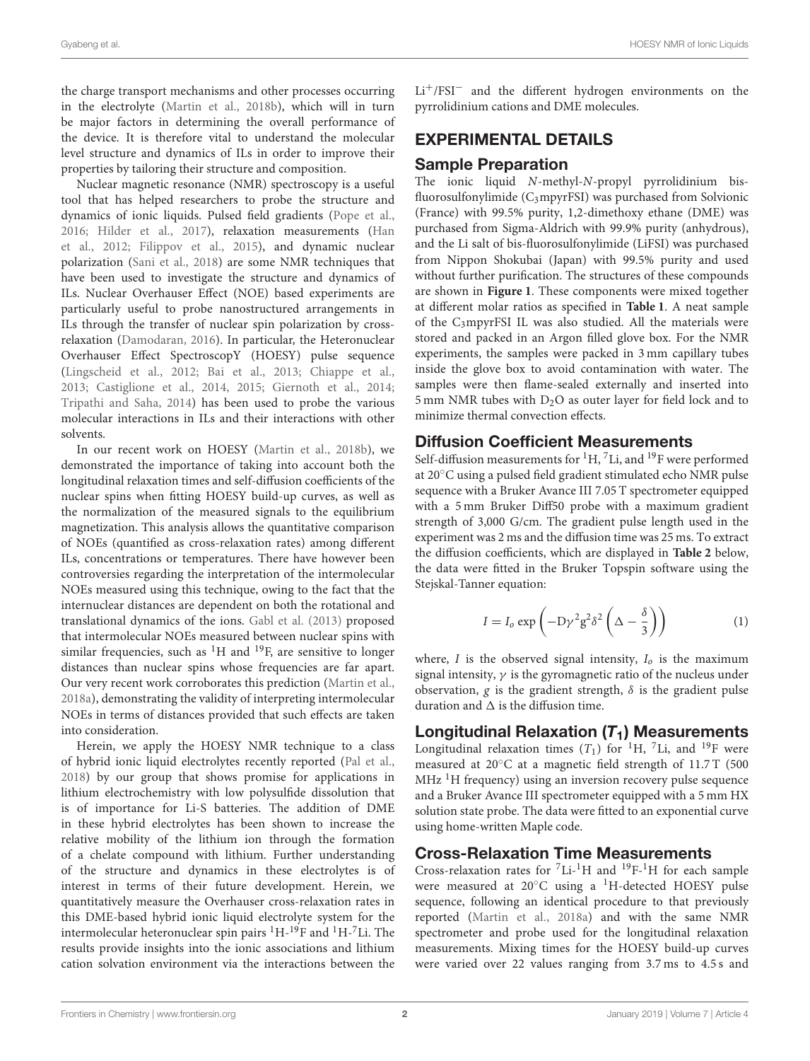the charge transport mechanisms and other processes occurring in the electrolyte (Martin et al., 2018b), which will in turn be major factors in determining the overall performance of the device. It is therefore vital to understand the molecular level structure and dynamics of ILs in order to improve their properties by tailoring their structure and composition.

Nuclear magnetic resonance (NMR) spectroscopy is a useful tool that has helped researchers to probe the structure and dynamics of ionic liquids. Pulsed field gradients (Pope et al., 2016; Hilder et al., 2017), relaxation measurements (Han et al., 2012; Filippov et al., 2015), and dynamic nuclear polarization (Sani et al., 2018) are some NMR techniques that have been used to investigate the structure and dynamics of ILs. Nuclear Overhauser Effect (NOE) based experiments are particularly useful to probe nanostructured arrangements in ILs through the transfer of nuclear spin polarization by cross-relaxation (Damodaran, 2016). In particular, the Heteronuclear Overhauser Effect SpectroscopY (HOESY) pulse sequence (Lingscheid et al., 2012; Bai et al., 2013; Chiappe et al., 2013; Castiglione et al., 2014, 2015; Giernoth et al., 2014; Tripathi and Saha, 2014) has been used to probe the various molecular interactions in ILs and their interactions with other solvents.

In our recent work on HOESY (Martin et al., 2018b), we demonstrated the importance of taking into account both the longitudinal relaxation times and self-diffusion coefficients of the nuclear spins when fitting HOESY build-up curves, as well as the normalization of the measured signals to the equilibrium magnetization. This analysis allows the quantitative comparison of NOEs (quantified as cross-relaxation rates) among different ILs, concentrations or temperatures. There have however been controversies regarding the interpretation of the intermolecular NOEs measured using this technique, owing to the fact that the internuclear distances are dependent on both the rotational and translational dynamics of the ions. Gabl et al. (2013) proposed that intermolecular NOEs measured between nuclear spins with similar frequencies, such as $^{1}$H and $^{19}$F, are sensitive to longer distances than nuclear spins whose frequencies are far apart. Our very recent work corroborates this prediction (Martin et al., 2018a), demonstrating the validity of interpreting intermolecular NOEs in terms of distances provided that such effects are taken into consideration.

Herein, we apply the HOESY NMR technique to a class of hybrid ionic liquid electrolytes recently reported (Pal et al., 2018) by our group that shows promise for applications in lithium electrochemistry with low polysulfide dissolution that is of importance for Li-S batteries. The addition of DME in these hybrid electrolytes has been shown to increase the relative mobility of the lithium ion through the formation of a chelate compound with lithium. Further understanding of the structure and dynamics in these electrolytes is of interest in terms of their future development. Herein, we quantitatively measure the Overhauser cross-relaxation rates in this DME-based hybrid ionic liquid electrolyte system for the intermolecular heteronuclear spin pairs $^{1}$H-$^{19}$F and $^{1}$H-$^{7}$Li. The results provide insights into the ionic associations and lithium cation solvation environment via the interactions between the $Li^{+}$/$FSI^{-}$ and the different hydrogen environments on the pyrrolidinium cations and DME molecules.

## EXPERIMENTAL DETAILS

### Sample Preparation

The ionic liquid *N*-methyl-*N*-propyl pyrrolidinium bis-fluorosulfonylimide ($C_3$mpyrFSI) was purchased from Solvionic (France) with 99.5% purity, 1,2-dimethoxy ethane (DME) was purchased from Sigma-Aldrich with 99.9% purity (anhydrous), and the Li salt of bis-fluorosulfonylimide (LiFSI) was purchased from Nippon Shokubai (Japan) with 99.5% purity and used without further purification. The structures of these compounds are shown in **Figure 1**. These components were mixed together at different molar ratios as specified in **Table 1**. A neat sample of the $C_3$mpyrFSI IL was also studied. All the materials were stored and packed in an Argon filled glove box. For the NMR experiments, the samples were packed in 3 mm capillary tubes inside the glove box to avoid contamination with water. The samples were then flame-sealed externally and inserted into 5 mm NMR tubes with $D_2O$ as outer layer for field lock and to minimize thermal convection effects.

### Diffusion Coefficient Measurements

Self-diffusion measurements for $^{1}$H, $^{7}$Li, and $^{19}$F were performed at 20°C using a pulsed field gradient stimulated echo NMR pulse sequence with a Bruker Avance III 7.05 T spectrometer equipped with a 5 mm Bruker Diff50 probe with a maximum gradient strength of 3,000 G/cm. The gradient pulse length used in the experiment was 2 ms and the diffusion time was 25 ms. To extract the diffusion coefficients, which are displayed in **Table 2** below, the data were fitted in the Bruker Topspin software using the Stejskal-Tanner equation:

$$I = I_o \exp\left(-D\gamma^2 g^2 \delta^2 \left(\Delta - \frac{\delta}{3}\right)\right) \quad (1)$$

where, $I$ is the observed signal intensity, $I_o$ is the maximum signal intensity, $\gamma$ is the gyromagnetic ratio of the nucleus under observation, $g$ is the gradient strength, $\delta$ is the gradient pulse duration and $\Delta$ is the diffusion time.

### Longitudinal Relaxation ($T_1$) Measurements

Longitudinal relaxation times ($T_1$) for $^{1}$H, $^{7}$Li, and $^{19}$F were measured at 20°C at a magnetic field strength of 11.7 T (500 MHz $^{1}$H frequency) using an inversion recovery pulse sequence and a Bruker Avance III spectrometer equipped with a 5 mm HX solution state probe. The data were fitted to an exponential curve using home-written Maple code.

### Cross-Relaxation Time Measurements

Cross-relaxation rates for $^{7}$Li-$^{1}$H and $^{19}$F-$^{1}$H for each sample were measured at 20°C using a $^{1}$H-detected HOESY pulse sequence, following an identical procedure to that previously reported (Martin et al., 2018a) and with the same NMR spectrometer and probe used for the longitudinal relaxation measurements. Mixing times for the HOESY build-up curves were varied over 22 values ranging from 3.7 ms to 4.5 s and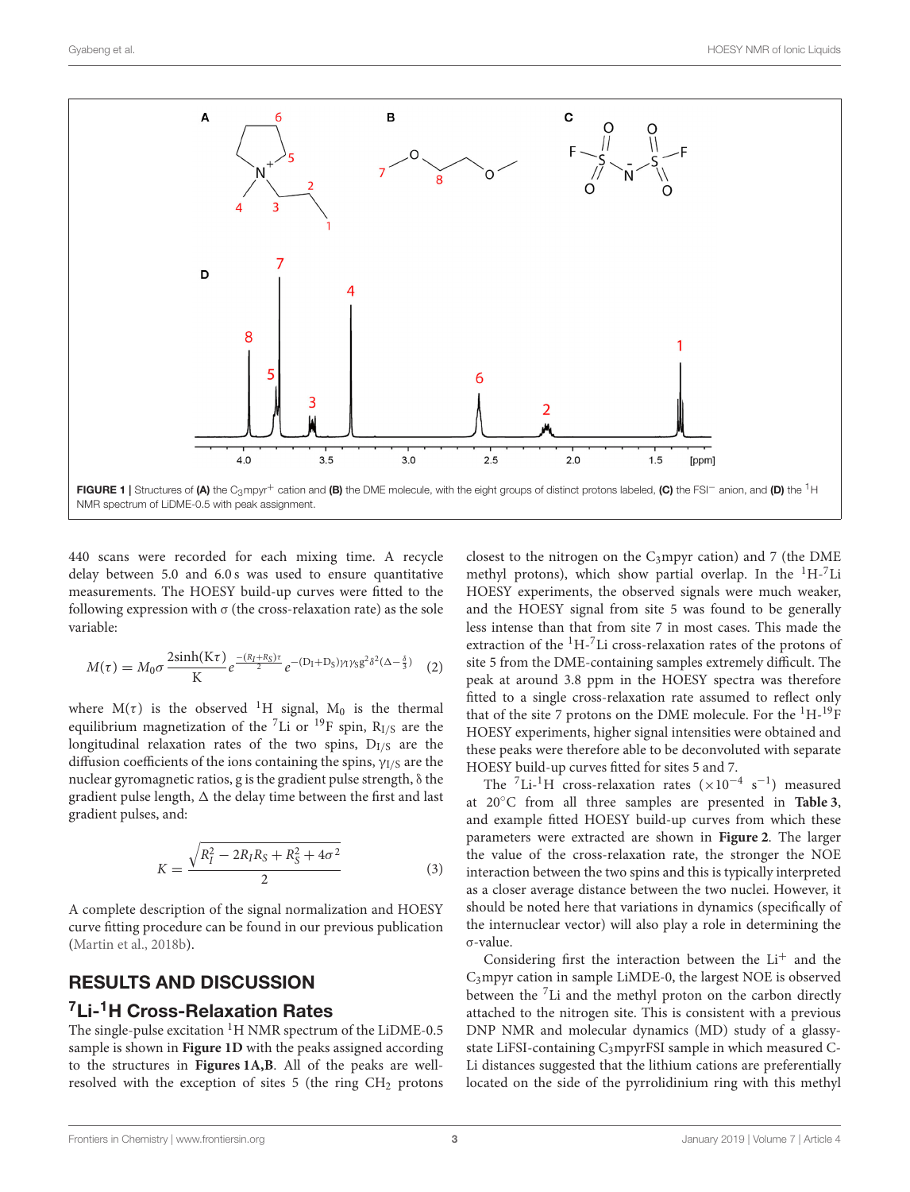**FIGURE 1** | Structures of **(A)** the $C_3$mpyr$^+$ cation and **(B)** the DME molecule, with the eight groups of distinct protons labeled, **(C)** the FSI$^-$ anion, and **(D)** the $^1$H NMR spectrum of LiDME-0.5 with peak assignment.

440 scans were recorded for each mixing time. A recycle delay between 5.0 and 6.0 s was used to ensure quantitative measurements. The HOESY build-up curves were fitted to the following expression with σ (the cross-relaxation rate) as the sole variable:

$$M(\tau) = M_0\sigma \frac{2\sinh(K\tau)}{K} e^{\frac{-(R_I+R_S)\tau}{2}} e^{-(D_I+D_S)\gamma_I\gamma_S g^2\delta^2(\Delta-\frac{\delta}{3})} \quad (2)$$

where $M(\tau)$ is the observed $^1$H signal, $M_0$ is the thermal equilibrium magnetization of the $^7$Li or $^{19}$F spin, $R_{I/S}$ are the longitudinal relaxation rates of the two spins, $D_{I/S}$ are the diffusion coefficients of the ions containing the spins, $\gamma_{I/S}$ are the nuclear gyromagnetic ratios, g is the gradient pulse strength, δ the gradient pulse length, Δ the delay time between the first and last gradient pulses, and:

$$K = \frac{\sqrt{R_I^2 - 2R_IR_S + R_S^2 + 4\sigma^2}}{2} \quad (3)$$

A complete description of the signal normalization and HOESY curve fitting procedure can be found in our previous publication (Martin et al., 2018b).

## RESULTS AND DISCUSSION

### $^7$Li-$^1$H Cross-Relaxation Rates

The single-pulse excitation $^1$H NMR spectrum of the LiDME-0.5 sample is shown in **Figure 1D** with the peaks assigned according to the structures in **Figures 1A,B**. All of the peaks are well-resolved with the exception of sites 5 (the ring $CH_2$ protons closest to the nitrogen on the $C_3$mpyr cation) and 7 (the DME methyl protons), which show partial overlap. In the $^1$H-$^7$Li HOESY experiments, the observed signals were much weaker, and the HOESY signal from site 5 was found to be generally less intense than that from site 7 in most cases. This made the extraction of the $^1$H-$^7$Li cross-relaxation rates of the protons of site 5 from the DME-containing samples extremely difficult. The peak at around 3.8 ppm in the HOESY spectra was therefore fitted to a single cross-relaxation rate assumed to reflect only that of the site 7 protons on the DME molecule. For the $^1$H-$^{19}$F HOESY experiments, higher signal intensities were obtained and these peaks were therefore able to be deconvoluted with separate HOESY build-up curves fitted for sites 5 and 7.

The $^7$Li-$^1$H cross-relaxation rates ($\times 10^{-4}$ s$^{-1}$) measured at 20°C from all three samples are presented in **Table 3**, and example fitted HOESY build-up curves from which these parameters were extracted are shown in **Figure 2**. The larger the value of the cross-relaxation rate, the stronger the NOE interaction between the two spins and this is typically interpreted as a closer average distance between the two nuclei. However, it should be noted here that variations in dynamics (specifically of the internuclear vector) will also play a role in determining the σ-value.

Considering first the interaction between the Li$^+$ and the $C_3$mpyr cation in sample LiMDE-0, the largest NOE is observed between the $^7$Li and the methyl proton on the carbon directly attached to the nitrogen site. This is consistent with a previous DNP NMR and molecular dynamics (MD) study of a glassy-state LiFSI-containing $C_3$mpyrFSI sample in which measured C-Li distances suggested that the lithium cations are preferentially located on the side of the pyrrolidinium ring with this methyl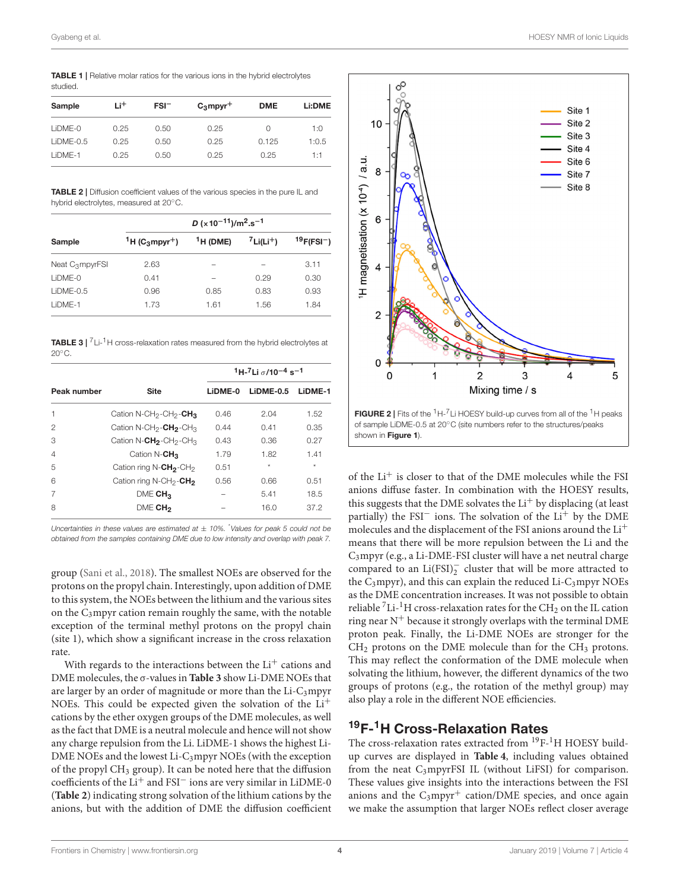**TABLE 1** | Relative molar ratios for the various ions in the hybrid electrolytes studied.

| Sample | $Li^+$ | $FSI^-$ | $C_3mpyr^+$ | DME | Li:DME |
|---|---|---|---|---|---|
| LiDME-0 | 0.25 | 0.50 | 0.25 | 0 | 1:0 |
| LiDME-0.5 | 0.25 | 0.50 | 0.25 | 0.125 | 1:0.5 |
| LiDME-1 | 0.25 | 0.50 | 0.25 | 0.25 | 1:1 |

**TABLE 2** | Diffusion coefficient values of the various species in the pure IL and hybrid electrolytes, measured at 20°C.

| Sample | $D$ ($\times 10^{-11}$)/$m^2.s^{-1}$ | | | |
|---|---|---|---|---|
| | $^1H$ ($C_3mpyr^+$) | $^1H$ (DME) | $^7Li(Li^+)$ | $^{19}F(FSI^-)$ |
| Neat $C_3mpyrFSI$ | 2.63 | – | – | 3.11 |
| LiDME-0 | 0.41 | – | 0.29 | 0.30 |
| LiDME-0.5 | 0.96 | 0.85 | 0.83 | 0.93 |
| LiDME-1 | 1.73 | 1.61 | 1.56 | 1.84 |

**TABLE 3** | $^7Li$-$^1H$ cross-relaxation rates measured from the hybrid electrolytes at 20°C.

| Peak number | Site | $^1H$-$^7Li$ $\sigma/10^{-4}$ $s^{-1}$ | | |
|---|---|---|---|---|
| | | LiDME-0 | LiDME-0.5 | LiDME-1 |
| 1 | Cation N-$CH_2$-$CH_2$-**$CH_3$** | 0.46 | 2.04 | 1.52 |
| 2 | Cation N-$CH_2$-**$CH_2$**-$CH_3$ | 0.44 | 0.41 | 0.35 |
| 3 | Cation N-**$CH_2$**-$CH_2$-$CH_3$ | 0.43 | 0.36 | 0.27 |
| 4 | Cation N-**$CH_3$** | 1.79 | 1.82 | 1.41 |
| 5 | Cation ring N-**$CH_2$**-$CH_2$ | 0.51 | * | * |
| 6 | Cation ring N-$CH_2$-**$CH_2$** | 0.56 | 0.66 | 0.51 |
| 7 | DME **$CH_3$** | – | 5.41 | 18.5 |
| 8 | DME **$CH_2$** | – | 16.0 | 37.2 |

*Uncertainties in these values are estimated at ± 10%. *Values for peak 5 could not be obtained from the samples containing DME due to low intensity and overlap with peak 7.*

group (Sani et al., 2018). The smallest NOEs are observed for the protons on the propyl chain. Interestingly, upon addition of DME to this system, the NOEs between the lithium and the various sites on the $C_3mpyr$ cation remain roughly the same, with the notable exception of the terminal methyl protons on the propyl chain (site 1), which show a significant increase in the cross relaxation rate.

With regards to the interactions between the $Li^+$ cations and DME molecules, the σ-values in **Table 3** show Li-DME NOEs that are larger by an order of magnitude or more than the Li-$C_3mpyr$ NOEs. This could be expected given the solvation of the $Li^+$ cations by the ether oxygen groups of the DME molecules, as well as the fact that DME is a neutral molecule and hence will not show any charge repulsion from the Li. LiDME-1 shows the highest Li-DME NOEs and the lowest Li-$C_3mpyr$ NOEs (with the exception of the propyl $CH_3$ group). It can be noted here that the diffusion coefficients of the $Li^+$ and $FSI^-$ ions are very similar in LiDME-0 (**Table 2**) indicating strong solvation of the lithium cations by the anions, but with the addition of DME the diffusion coefficient of the $Li^+$ is closer to that of the DME molecules while the FSI anions diffuse faster. In combination with the HOESY results, this suggests that the DME solvates the $Li^+$ by displacing (at least partially) the $FSI^-$ ions. The solvation of the $Li^+$ by the DME molecules and the displacement of the FSI anions around the $Li^+$ means that there will be more repulsion between the Li and the $C_3mpyr$ (e.g., a Li-DME-FSI cluster will have a net neutral charge compared to an $Li(FSI)_2^-$ cluster that will be more attracted to the $C_3mpyr$), and this can explain the reduced Li-$C_3mpyr$ NOEs as the DME concentration increases. It was not possible to obtain reliable $^7Li$-$^1H$ cross-relaxation rates for the $CH_2$ on the IL cation ring near $N^+$ because it strongly overlaps with the terminal DME proton peak. Finally, the Li-DME NOEs are stronger for the $CH_2$ protons on the DME molecule than for the $CH_3$ protons. This may reflect the conformation of the DME molecule when solvating the lithium, however, the different dynamics of the two groups of protons (e.g., the rotation of the methyl group) may also play a role in the different NOE efficiencies.

FIGURE 2 | Fits of the $^1H$-$^7Li$ HOESY build-up curves from all of the $^1H$ peaks of sample LiDME-0.5 at 20°C (site numbers refer to the structures/peaks shown in **Figure 1**).

## $^{19}F$-$^1H$ Cross-Relaxation Rates

The cross-relaxation rates extracted from $^{19}F$-$^1H$ HOESY build-up curves are displayed in **Table 4**, including values obtained from the neat $C_3mpyrFSI$ IL (without LiFSI) for comparison. These values give insights into the interactions between the FSI anions and the $C_3mpyr^+$ cation/DME species, and once again we make the assumption that larger NOEs reflect closer average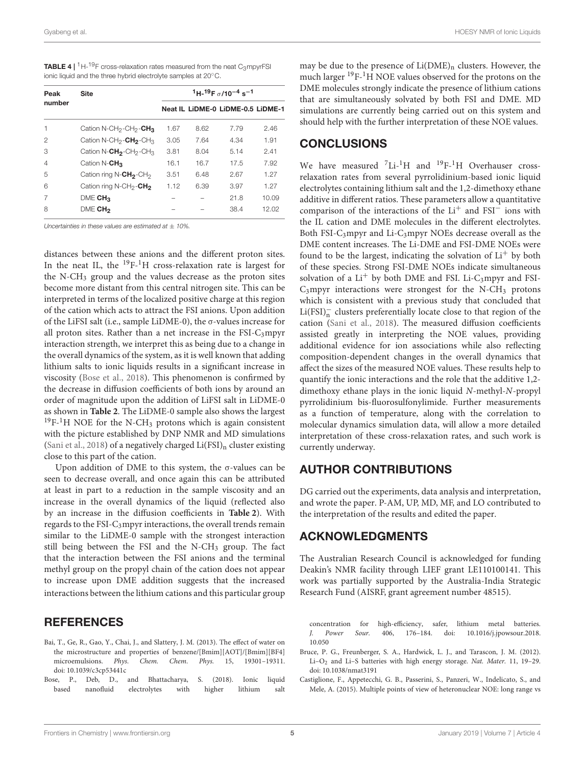**TABLE 4 |** $^{1}H$-$^{19}F$ cross-relaxation rates measured from the neat $C_3$mpyrFSI ionic liquid and the three hybrid electrolyte samples at 20°C.

| Peak number | Site | $^{1}H$-$^{19}F$ $\sigma/10^{-4}$ $s^{-1}$ | | | |
|---|---|---|---|---|---|
| | | Neat IL | LiDME-0 | LiDME-0.5 | LiDME-1 |
| 1 | Cation N-$CH_2$-$CH_2$-**$CH_3$** | 1.67 | 8.62 | 7.79 | 2.46 |
| 2 | Cation N-$CH_2$-**$CH_2$**-$CH_3$ | 3.05 | 7.64 | 4.34 | 1.91 |
| 3 | Cation N-**$CH_2$**-$CH_2$-$CH_3$ | 3.81 | 8.04 | 5.14 | 2.41 |
| 4 | Cation N-**$CH_3$** | 16.1 | 16.7 | 17.5 | 7.92 |
| 5 | Cation ring N-**$CH_2$**-$CH_2$ | 3.51 | 6.48 | 2.67 | 1.27 |
| 6 | Cation ring N-$CH_2$-**$CH_2$** | 1.12 | 6.39 | 3.97 | 1.27 |
| 7 | DME **$CH_3$** | – | – | 21.8 | 10.09 |
| 8 | DME **$CH_2$** | – | – | 38.4 | 12.02 |

*Uncertainties in these values are estimated at ± 10%.*

distances between these anions and the different proton sites. In the neat IL, the $^{19}F$-$^{1}H$ cross-relaxation rate is largest for the N-$CH_3$ group and the values decrease as the proton sites become more distant from this central nitrogen site. This can be interpreted in terms of the localized positive charge at this region of the cation which acts to attract the FSI anions. Upon addition of the LiFSI salt (i.e., sample LiDME-0), the σ-values increase for all proton sites. Rather than a net increase in the FSI-$C_3$mpyr interaction strength, we interpret this as being due to a change in the overall dynamics of the system, as it is well known that adding lithium salts to ionic liquids results in a significant increase in viscosity (Bose et al., 2018). This phenomenon is confirmed by the decrease in diffusion coefficients of both ions by around an order of magnitude upon the addition of LiFSI salt in LiDME-0 as shown in **Table 2**. The LiDME-0 sample also shows the largest $^{19}F$-$^{1}H$ NOE for the N-$CH_3$ protons which is again consistent with the picture established by DNP NMR and MD simulations (Sani et al., 2018) of a negatively charged $Li(FSI)_n$ cluster existing close to this part of the cation.

Upon addition of DME to this system, the σ-values can be seen to decrease overall, and once again this can be attributed at least in part to a reduction in the sample viscosity and an increase in the overall dynamics of the liquid (reflected also by an increase in the diffusion coefficients in **Table 2**). With regards to the FSI-$C_3$mpyr interactions, the overall trends remain similar to the LiDME-0 sample with the strongest interaction still being between the FSI and the N-$CH_3$ group. The fact that the interaction between the FSI anions and the terminal methyl group on the propyl chain of the cation does not appear to increase upon DME addition suggests that the increased interactions between the lithium cations and this particular group may be due to the presence of $Li(DME)_n$ clusters. However, the much larger $^{19}F$-$^{1}H$ NOE values observed for the protons on the DME molecules strongly indicate the presence of lithium cations that are simultaneously solvated by both FSI and DME. MD simulations are currently being carried out on this system and should help with the further interpretation of these NOE values.

## CONCLUSIONS

We have measured $^{7}Li$-$^{1}H$ and $^{19}F$-$^{1}H$ Overhauser cross-relaxation rates from several pyrrolidinium-based ionic liquid electrolytes containing lithium salt and the 1,2-dimethoxy ethane additive in different ratios. These parameters allow a quantitative comparison of the interactions of the $Li^{+}$ and $FSI^{-}$ ions with the IL cation and DME molecules in the different electrolytes. Both FSI-$C_3$mpyr and Li-$C_3$mpyr NOEs decrease overall as the DME content increases. The Li-DME and FSI-DME NOEs were found to be the largest, indicating the solvation of $Li^{+}$ by both of these species. Strong FSI-DME NOEs indicate simultaneous solvation of a $Li^{+}$ by both DME and FSI. Li-$C_3$mpyr and FSI-$C_3$mpyr interactions were strongest for the N-$CH_3$ protons which is consistent with a previous study that concluded that $Li(FSI)_n^{-}$ clusters preferentially locate close to that region of the cation (Sani et al., 2018). The measured diffusion coefficients assisted greatly in interpreting the NOE values, providing additional evidence for ion associations while also reflecting composition-dependent changes in the overall dynamics that affect the sizes of the measured NOE values. These results help to quantify the ionic interactions and the role that the additive 1,2-dimethoxy ethane plays in the ionic liquid *N*-methyl-*N*-propyl pyrrolidinium bis-fluorosulfonylimide. Further measurements as a function of temperature, along with the correlation to molecular dynamics simulation data, will allow a more detailed interpretation of these cross-relaxation rates, and such work is currently underway.

## AUTHOR CONTRIBUTIONS

DG carried out the experiments, data analysis and interpretation, and wrote the paper. P-AM, UP, MD, MF, and LO contributed to the interpretation of the results and edited the paper.

## ACKNOWLEDGMENTS

The Australian Research Council is acknowledged for funding Deakin's NMR facility through LIEF grant LE110100141. This work was partially supported by the Australia-India Strategic Research Fund (AISRF, grant agreement number 48515).

## REFERENCES

Bai, T., Ge, R., Gao, Y., Chai, J., and Slattery, J. M. (2013). The effect of water on the microstructure and properties of benzene/[Bmim][AOT]/[Bmim][BF4] microemulsions. *Phys. Chem. Chem. Phys.* 15, 19301–19311. doi: 10.1039/c3cp53441c

Bose, P., Deb, D., and Bhattacharya, S. (2018). Ionic liquid based nanofluid electrolytes with higher lithium salt concentration for high-efficiency, safer, lithium metal batteries. *J. Power Sour.* 406, 176–184. doi: 10.1016/j.jpowsour.2018.10.050

Bruce, P. G., Freunberger, S. A., Hardwick, L. J., and Tarascon, J. M. (2012). Li–$O_2$ and Li–S batteries with high energy storage. *Nat. Mater.* 11, 19–29. doi: 10.1038/nmat3191

Castiglione, F., Appetecchi, G. B., Passerini, S., Panzeri, W., Indelicato, S., and Mele, A. (2015). Multiple points of view of heteronuclear NOE: long range vs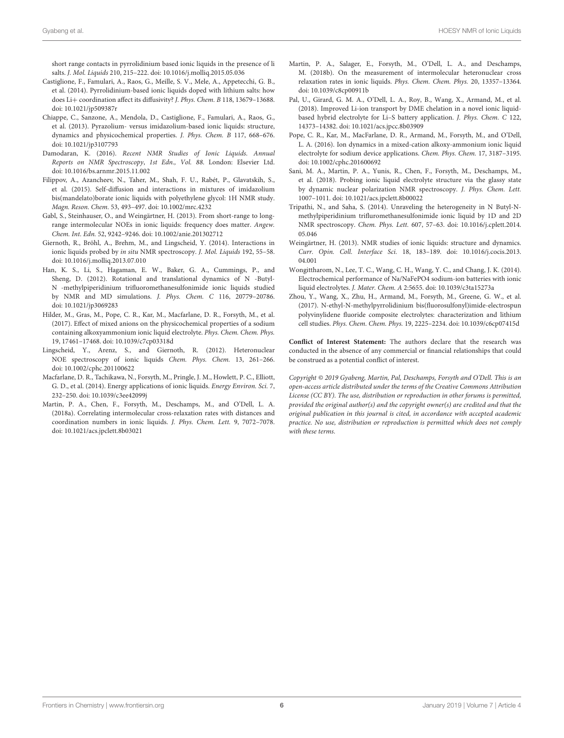short range contacts in pyrrolidinium based ionic liquids in the presence of li salts. *J. Mol. Liquids* 210, 215–222. doi: 10.1016/j.molliq.2015.05.036

Castiglione, F., Famulari, A., Raos, G., Meille, S. V., Mele, A., Appetecchi, G. B., et al. (2014). Pyrrolidinium-based ionic liquids doped with lithium salts: how does Li+ coordination affect its diffusivity? *J. Phys. Chem. B* 118, 13679–13688. doi: 10.1021/jp509387r

Chiappe, C., Sanzone, A., Mendola, D., Castiglione, F., Famulari, A., Raos, G., et al. (2013). Pyrazolium- versus imidazolium-based ionic liquids: structure, dynamics and physicochemical properties. *J. Phys. Chem. B* 117, 668–676. doi: 10.1021/jp3107793

Damodaran, K. (2016). *Recent NMR Studies of Ionic Liquids. Annual Reports on NMR Spectroscopy, 1st Edn., Vol. 88*. London: Elsevier Ltd. doi: 10.1016/bs.arnmr.2015.11.002

Filippov, A., Azancheev, N., Taher, M., Shah, F. U., Rabét, P., Glavatskih, S., et al. (2015). Self-diffusion and interactions in mixtures of imidazolium bis(mandelato)borate ionic liquids with polyethylene glycol: 1H NMR study. *Magn. Reson. Chem.* 53, 493–497. doi: 10.1002/mrc.4232

Gabl, S., Steinhauser, O., and Weingärtner, H. (2013). From short-range to long-range intermolecular NOEs in ionic liquids: frequency does matter. *Angew. Chem. Int. Edn.* 52, 9242–9246. doi: 10.1002/anie.201302712

Giernoth, R., Bröhl, A., Brehm, M., and Lingscheid, Y. (2014). Interactions in ionic liquids probed by *in situ* NMR spectroscopy. *J. Mol. Liquids* 192, 55–58. doi: 10.1016/j.molliq.2013.07.010

Han, K. S., Li, S., Hagaman, E. W., Baker, G. A., Cummings, P., and Sheng, D. (2012). Rotational and translational dynamics of N -Butyl-N -methylpiperidinium trifluoromethanesulfonimide ionic liquids studied by NMR and MD simulations. *J. Phys. Chem. C* 116, 20779–20786. doi: 10.1021/jp3069283

Hilder, M., Gras, M., Pope, C. R., Kar, M., Macfarlane, D. R., Forsyth, M., et al. (2017). Effect of mixed anions on the physicochemical properties of a sodium containing alkoxyammonium ionic liquid electrolyte. *Phys. Chem. Chem. Phys.* 19, 17461–17468. doi: 10.1039/c7cp03318d

Lingscheid, Y., Arenz, S., and Giernoth, R. (2012). Heteronuclear NOE spectroscopy of ionic liquids *Chem. Phys. Chem.* 13, 261–266. doi: 10.1002/cphc.201100622

Macfarlane, D. R., Tachikawa, N., Forsyth, M., Pringle, J. M., Howlett, P. C., Elliott, G. D., et al. (2014). Energy applications of ionic liquids. *Energy Environ. Sci.* 7, 232–250. doi: 10.1039/c3ee42099j

Martin, P. A., Chen, F., Forsyth, M., Deschamps, M., and O'Dell, L. A. (2018a). Correlating intermolecular cross-relaxation rates with distances and coordination numbers in ionic liquids. *J. Phys. Chem. Lett.* 9, 7072–7078. doi: 10.1021/acs.jpclett.8b03021

Martin, P. A., Salager, E., Forsyth, M., O'Dell, L. A., and Deschamps, M. (2018b). On the measurement of intermolecular heteronuclear cross relaxation rates in ionic liquids. *Phys. Chem. Chem. Phys.* 20, 13357–13364. doi: 10.1039/c8cp00911b

Pal, U., Girard, G. M. A., O'Dell, L. A., Roy, B., Wang, X., Armand, M., et al. (2018). Improved Li-ion transport by DME chelation in a novel ionic liquid-based hybrid electrolyte for Li–S battery application. *J. Phys. Chem. C* 122, 14373–14382. doi: 10.1021/acs.jpcc.8b03909

Pope, C. R., Kar, M., MacFarlane, D. R., Armand, M., Forsyth, M., and O'Dell, L. A. (2016). Ion dynamics in a mixed-cation alkoxy-ammonium ionic liquid electrolyte for sodium device applications. *Chem. Phys. Chem.* 17, 3187–3195. doi: 10.1002/cphc.201600692

Sani, M. A., Martin, P. A., Yunis, R., Chen, F., Forsyth, M., Deschamps, M., et al. (2018). Probing ionic liquid electrolyte structure via the glassy state by dynamic nuclear polarization NMR spectroscopy. *J. Phys. Chem. Lett.* 1007–1011. doi: 10.1021/acs.jpclett.8b00022

Tripathi, N., and Saha, S. (2014). Unraveling the heterogeneity in N Butyl-N-methylpiperidinium trifluromethanesulfonimide ionic liquid by 1D and 2D NMR spectroscopy. *Chem. Phys. Lett.* 607, 57–63. doi: 10.1016/j.cplett.2014.05.046

Weingärtner, H. (2013). NMR studies of ionic liquids: structure and dynamics. *Curr. Opin. Coll. Interface Sci.* 18, 183–189. doi: 10.1016/j.cocis.2013.04.001

Wongittharom, N., Lee, T. C., Wang, C. H., Wang, Y. C., and Chang, J. K. (2014). Electrochemical performance of Na/NaFePO4 sodium-ion batteries with ionic liquid electrolytes. *J. Mater. Chem. A* 2:5655. doi: 10.1039/c3ta15273a

Zhou, Y., Wang, X., Zhu, H., Armand, M., Forsyth, M., Greene, G. W., et al. (2017). N-ethyl-N-methylpyrrolidinium bis(fluorosulfonyl)imide-electrospun polyvinylidene fluoride composite electrolytes: characterization and lithium cell studies. *Phys. Chem. Chem. Phys.* 19, 2225–2234. doi: 10.1039/c6cp07415d

**Conflict of Interest Statement:** The authors declare that the research was conducted in the absence of any commercial or financial relationships that could be construed as a potential conflict of interest.

*Copyright © 2019 Gyabeng, Martin, Pal, Deschamps, Forsyth and O'Dell. This is an open-access article distributed under the terms of the Creative Commons Attribution License (CC BY). The use, distribution or reproduction in other forums is permitted, provided the original author(s) and the copyright owner(s) are credited and that the original publication in this journal is cited, in accordance with accepted academic practice. No use, distribution or reproduction is permitted which does not comply with these terms.*